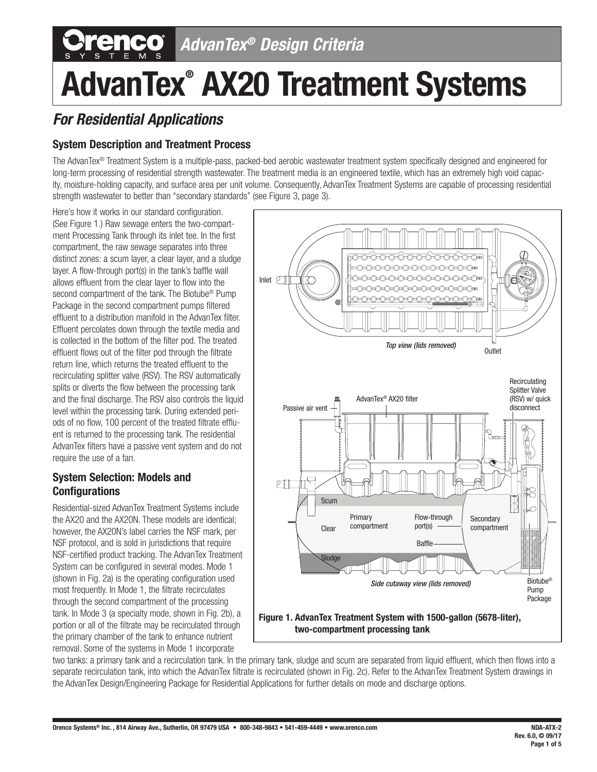# AdvanTex® AX20 Treatment Systems

*AdvanTex® Design Criteria*

## *For Residential Applications*

### System Description and Treatment Process

The AdvanTex® Treatment System is a multiple-pass, packed-bed aerobic wastewater treatment system specifically designed and engineered for long-term processing of residential strength wastewater. The treatment media is an engineered textile, which has an extremely high void capacity, moisture-holding capacity, and surface area per unit volume. Consequently, AdvanTex Treatment Systems are capable of processing residential strength wastewater to better than "secondary standards" (see Figure 3, page 3).

Here's how it works in our standard configuration. (See Figure 1.) Raw sewage enters the two-compartment Processing Tank through its inlet tee. In the first compartment, the raw sewage separates into three distinct zones: a scum layer, a clear layer, and a sludge layer. A flow-through port(s) in the tank's baffle wall allows effluent from the clear layer to flow into the second compartment of the tank. The Biotube® Pump Package in the second compartment pumps filtered effluent to a distribution manifold in the AdvanTex filter. Effluent percolates down through the textile media and is collected in the bottom of the filter pod. The treated effluent flows out of the filter pod through the filtrate return line, which returns the treated effluent to the recirculating splitter valve (RSV). The RSV automatically splits or diverts the flow between the processing tank and the final discharge. The RSV also controls the liquid level within the processing tank. During extended periods of no flow, 100 percent of the treated filtrate effluent is returned to the processing tank. The residential AdvanTex filters have a passive vent system and do not require the use of a fan.

Inlet

Outlet

*Top view (lids removed)*

Passive air vent

AdvanTex® AX20 filter

Recirculating Splitter Valve (RSV) w/ quick disconnect

Scum

Clear

Sludge

Primary compartment

Flow-through port(s)

Baffle

Secondary compartment

Biotube® Pump Package

*Side cutaway view (lids removed)*

**Figure 1. AdvanTex Treatment System with 1500-gallon (5678-liter), two-compartment processing tank**

### System Selection: Models and Configurations

Residential-sized AdvanTex Treatment Systems include the AX20 and the AX20N. These models are identical; however, the AX20N's label carries the NSF mark, per NSF protocol, and is sold in jurisdictions that require NSF-certified product tracking. The AdvanTex Treatment System can be configured in several modes. Mode 1 (shown in Fig. 2a) is the operating configuration used most frequently. In Mode 1, the filtrate recirculates through the second compartment of the processing tank. In Mode 3 (a specialty mode, shown in Fig. 2b), a portion or all of the filtrate may be recirculated through the primary chamber of the tank to enhance nutrient removal. Some of the systems in Mode 1 incorporate two tanks: a primary tank and a recirculation tank. In the primary tank, sludge and scum are separated from liquid effluent, which then flows into a separate recirculation tank, into which the AdvanTex filtrate is recirculated (shown in Fig. 2c). Refer to the AdvanTex Treatment System drawings in the AdvanTex Design/Engineering Package for Residential Applications for further details on mode and discharge options.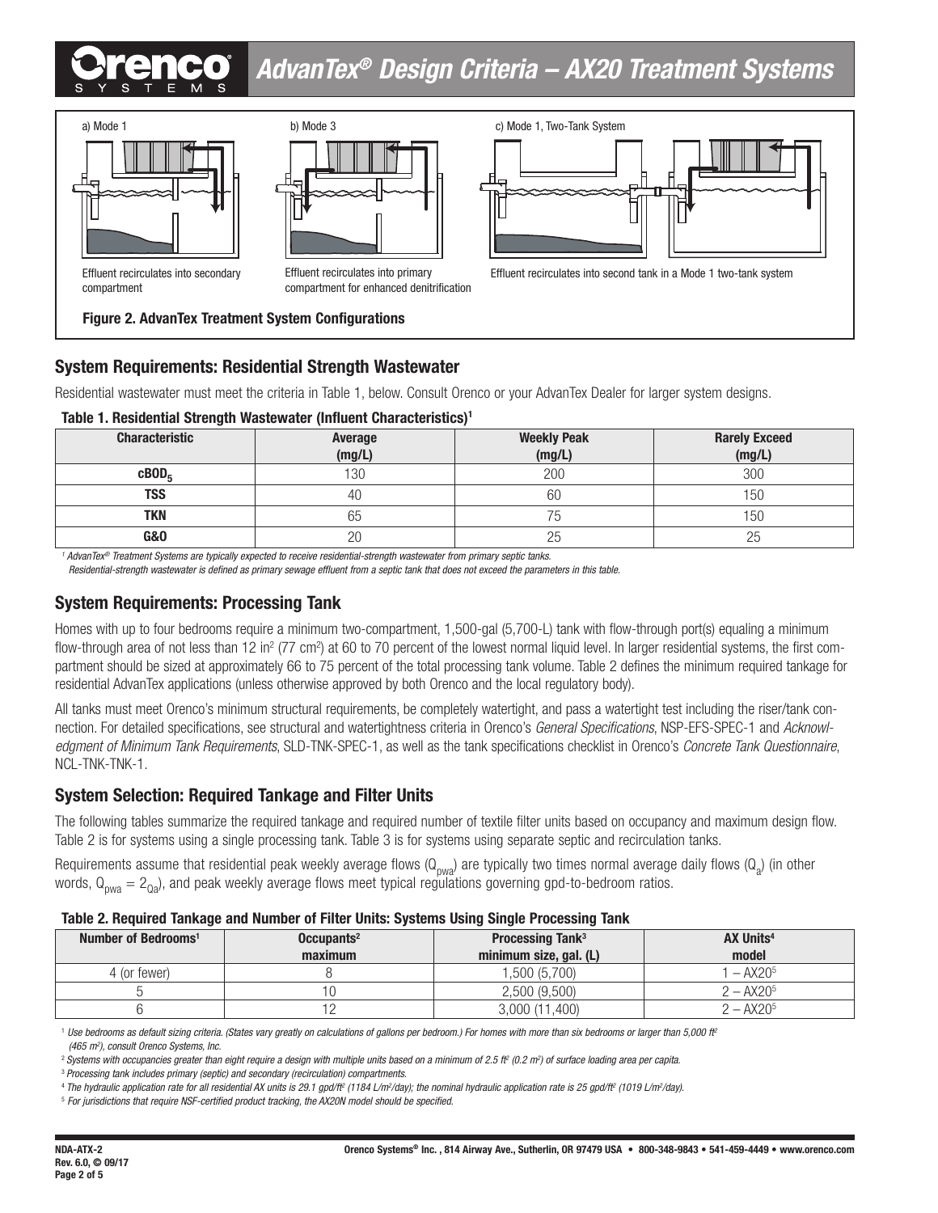# AdvanTex® Design Criteria – AX20 Treatment Systems

a) Mode 1

Effluent recirculates into secondary compartment

b) Mode 3

Effluent recirculates into primary compartment for enhanced denitrification

c) Mode 1, Two-Tank System

Effluent recirculates into second tank in a Mode 1 two-tank system

**Figure 2. AdvanTex Treatment System Configurations**

## System Requirements: Residential Strength Wastewater

Residential wastewater must meet the criteria in Table 1, below. Consult Orenco or your AdvanTex Dealer for larger system designs.

**Table 1. Residential Strength Wastewater (Influent Characteristics)[1]**

| Characteristic | Average (mg/L) | Weekly Peak (mg/L) | Rarely Exceed (mg/L) |
|---|---|---|---|
| $cBOD_5$ | 130 | 200 | 300 |
| TSS | 40 | 60 | 150 |
| TKN | 65 | 75 | 150 |
| G&O | 20 | 25 | 25 |

*[1] AdvanTex® Treatment Systems are typically expected to receive residential-strength wastewater from primary septic tanks. Residential-strength wastewater is defined as primary sewage effluent from a septic tank that does not exceed the parameters in this table.*

## System Requirements: Processing Tank

Homes with up to four bedrooms require a minimum two-compartment, 1,500-gal (5,700-L) tank with flow-through port(s) equaling a minimum flow-through area of not less than 12 in² (77 cm²) at 60 to 70 percent of the lowest normal liquid level. In larger residential systems, the first compartment should be sized at approximately 66 to 75 percent of the total processing tank volume. Table 2 defines the minimum required tankage for residential AdvanTex applications (unless otherwise approved by both Orenco and the local regulatory body).

All tanks must meet Orenco's minimum structural requirements, be completely watertight, and pass a watertight test including the riser/tank connection. For detailed specifications, see structural and watertightness criteria in Orenco's *General Specifications*, NSP-EFS-SPEC-1 and *Acknowledgment of Minimum Tank Requirements*, SLD-TNK-SPEC-1, as well as the tank specifications checklist in Orenco's *Concrete Tank Questionnaire*, NCL-TNK-TNK-1.

## System Selection: Required Tankage and Filter Units

The following tables summarize the required tankage and required number of textile filter units based on occupancy and maximum design flow. Table 2 is for systems using a single processing tank. Table 3 is for systems using separate septic and recirculation tanks.

Requirements assume that residential peak weekly average flows ($Q_{pwa}$) are typically two times normal average daily flows ($Q_a$) (in other words, $Q_{pwa} = 2_{Qa}$), and peak weekly average flows meet typical regulations governing gpd-to-bedroom ratios.

**Table 2. Required Tankage and Number of Filter Units: Systems Using Single Processing Tank**

| Number of Bedrooms[1] | Occupants[2] maximum | Processing Tank[3] minimum size, gal. (L) | AX Units[4] model |
|---|---|---|---|
| 4 (or fewer) | 8 | 1,500 (5,700) | 1 – AX20[5] |
| 5 | 10 | 2,500 (9,500) | 2 – AX20[5] |
| 6 | 12 | 3,000 (11,400) | 2 – AX20[5] |

*[1] Use bedrooms as default sizing criteria. (States vary greatly on calculations of gallons per bedroom.) For homes with more than six bedrooms or larger than 5,000 ft² (465 m²), consult Orenco Systems, Inc.*

*[2] Systems with occupancies greater than eight require a design with multiple units based on a minimum of 2.5 ft² (0.2 m²) of surface loading area per capita.*

*[3] Processing tank includes primary (septic) and secondary (recirculation) compartments.*

*[4] The hydraulic application rate for all residential AX units is 29.1 gpd/ft² (1184 L/m²/day); the nominal hydraulic application rate is 25 gpd/ft² (1019 L/m²/day).*

*[5] For jurisdictions that require NSF-certified product tracking, the AX20N model should be specified.*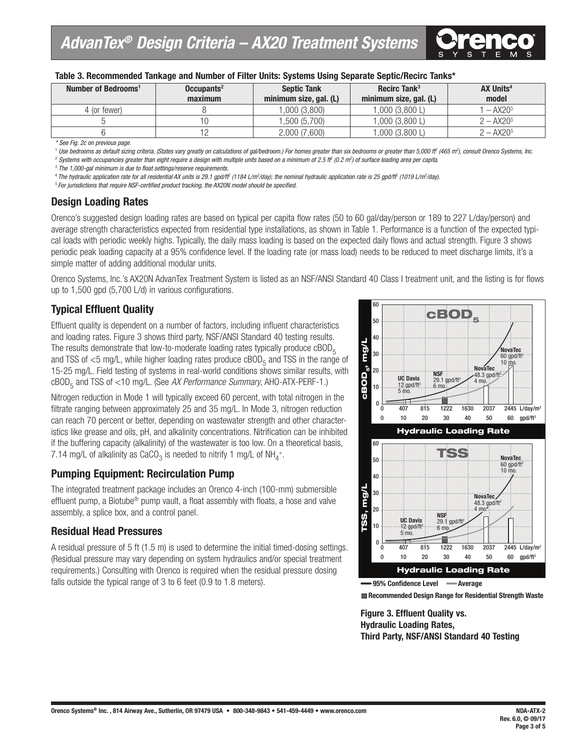# AdvanTex® Design Criteria – AX20 Treatment Systems

**Table 3. Recommended Tankage and Number of Filter Units: Systems Using Separate Septic/Recirc Tanks***

| Number of Bedrooms[1] | Occupants[2] maximum | Septic Tank minimum size, gal. (L) | Recirc Tank[3] minimum size, gal. (L) | AX Units[4] model |
|---|---|---|---|---|
| 4 (or fewer) | 8 | 1,000 (3,800) | 1,000 (3,800 L) | 1 – AX20[5] |
| 5 | 10 | 1,500 (5,700) | 1,000 (3,800 L) | 2 – AX20[5] |
| 6 | 12 | 2,000 (7,600) | 1,000 (3,800 L) | 2 – AX20[5] |

*\* See Fig. 2c on previous page.*

[1] *Use bedrooms as default sizing criteria. (States vary greatly on calculations of gal/bedroom.) For homes greater than six bedrooms or greater than 5,000 ft² (465 m²), consult Orenco Systems, Inc.*

[2] *Systems with occupancies greater than eight require a design with multiple units based on a minimum of 2.5 ft² (0.2 m²) of surface loading area per capita.*

[3] *The 1,000-gal minimum is due to float settings/reserve requirements.*

[4] *The hydraulic application rate for all residential AX units is 29.1 gpd/ft² (1184 L/m²/day); the nominal hydraulic application rate is 25 gpd/ft² (1019 L/m²/day).*

[5] *For jurisdictions that require NSF-certified product tracking, the AX20N model should be specified.*

## Design Loading Rates

Orenco's suggested design loading rates are based on typical per capita flow rates (50 to 60 gal/day/person or 189 to 227 L/day/person) and average strength characteristics expected from residential type installations, as shown in Table 1. Performance is a function of the expected typical loads with periodic weekly highs. Typically, the daily mass loading is based on the expected daily flows and actual strength. Figure 3 shows periodic peak loading capacity at a 95% confidence level. If the loading rate (or mass load) needs to be reduced to meet discharge limits, it's a simple matter of adding additional modular units.

Orenco Systems, Inc.'s AX20N AdvanTex Treatment System is listed as an NSF/ANSI Standard 40 Class I treatment unit, and the listing is for flows up to 1,500 gpd (5,700 L/d) in various configurations.

## Typical Effluent Quality

Effluent quality is dependent on a number of factors, including influent characteristics and loading rates. Figure 3 shows third party, NSF/ANSI Standard 40 testing results. The results demonstrate that low-to-moderate loading rates typically produce $cBOD_5$ and TSS of <5 mg/L, while higher loading rates produce $cBOD_5$ and TSS in the range of 15-25 mg/L. Field testing of systems in real-world conditions shows similar results, with $cBOD_5$ and TSS of <10 mg/L. (See *AX Performance Summary*, AHO-ATX-PERF-1.)

Nitrogen reduction in Mode 1 will typically exceed 60 percent, with total nitrogen in the filtrate ranging between approximately 25 and 35 mg/L. In Mode 3, nitrogen reduction can reach 70 percent or better, depending on wastewater strength and other characteristics like grease and oils, pH, and alkalinity concentrations. Nitrification can be inhibited if the buffering capacity (alkalinity) of the wastewater is too low. On a theoretical basis, 7.14 mg/L of alkalinity as $CaCO_3$ is needed to nitrify 1 mg/L of $NH_4^+$.

## Pumping Equipment: Recirculation Pump

The integrated treatment package includes an Orenco 4-inch (100-mm) submersible effluent pump, a Biotube® pump vault, a float assembly with floats, a hose and valve assembly, a splice box, and a control panel.

## Residual Head Pressures

A residual pressure of 5 ft (1.5 m) is used to determine the initial timed-dosing settings. (Residual pressure may vary depending on system hydraulics and/or special treatment requirements.) Consulting with Orenco is required when the residual pressure dosing falls outside the typical range of 3 to 6 feet (0.9 to 1.8 meters).

**Figure 3. Effluent Quality vs. Hydraulic Loading Rates, Third Party, NSF/ANSI Standard 40 Testing**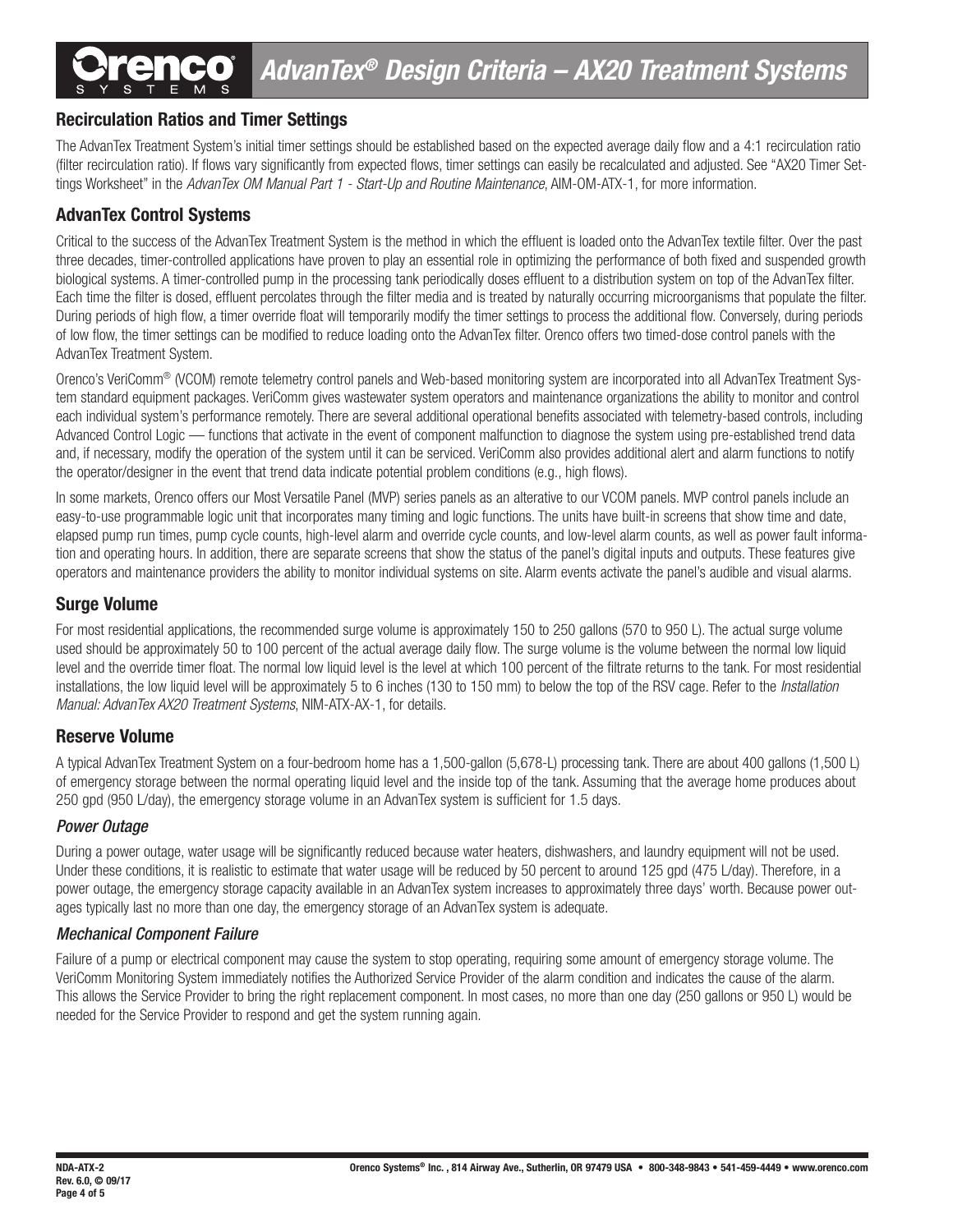## Recirculation Ratios and Timer Settings

The AdvanTex Treatment System's initial timer settings should be established based on the expected average daily flow and a 4:1 recirculation ratio (filter recirculation ratio). If flows vary significantly from expected flows, timer settings can easily be recalculated and adjusted. See "AX20 Timer Settings Worksheet" in the *AdvanTex OM Manual Part 1 - Start-Up and Routine Maintenance*, AIM-OM-ATX-1, for more information.

## AdvanTex Control Systems

Critical to the success of the AdvanTex Treatment System is the method in which the effluent is loaded onto the AdvanTex textile filter. Over the past three decades, timer-controlled applications have proven to play an essential role in optimizing the performance of both fixed and suspended growth biological systems. A timer-controlled pump in the processing tank periodically doses effluent to a distribution system on top of the AdvanTex filter. Each time the filter is dosed, effluent percolates through the filter media and is treated by naturally occurring microorganisms that populate the filter. During periods of high flow, a timer override float will temporarily modify the timer settings to process the additional flow. Conversely, during periods of low flow, the timer settings can be modified to reduce loading onto the AdvanTex filter. Orenco offers two timed-dose control panels with the AdvanTex Treatment System.

Orenco's VeriComm® (VCOM) remote telemetry control panels and Web-based monitoring system are incorporated into all AdvanTex Treatment System standard equipment packages. VeriComm gives wastewater system operators and maintenance organizations the ability to monitor and control each individual system's performance remotely. There are several additional operational benefits associated with telemetry-based controls, including Advanced Control Logic — functions that activate in the event of component malfunction to diagnose the system using pre-established trend data and, if necessary, modify the operation of the system until it can be serviced. VeriComm also provides additional alert and alarm functions to notify the operator/designer in the event that trend data indicate potential problem conditions (e.g., high flows).

In some markets, Orenco offers our Most Versatile Panel (MVP) series panels as an alterative to our VCOM panels. MVP control panels include an easy-to-use programmable logic unit that incorporates many timing and logic functions. The units have built-in screens that show time and date, elapsed pump run times, pump cycle counts, high-level alarm and override cycle counts, and low-level alarm counts, as well as power fault information and operating hours. In addition, there are separate screens that show the status of the panel's digital inputs and outputs. These features give operators and maintenance providers the ability to monitor individual systems on site. Alarm events activate the panel's audible and visual alarms.

## Surge Volume

For most residential applications, the recommended surge volume is approximately 150 to 250 gallons (570 to 950 L). The actual surge volume used should be approximately 50 to 100 percent of the actual average daily flow. The surge volume is the volume between the normal low liquid level and the override timer float. The normal low liquid level is the level at which 100 percent of the filtrate returns to the tank. For most residential installations, the low liquid level will be approximately 5 to 6 inches (130 to 150 mm) to below the top of the RSV cage. Refer to the *Installation Manual: AdvanTex AX20 Treatment Systems*, NIM-ATX-AX-1, for details.

## Reserve Volume

A typical AdvanTex Treatment System on a four-bedroom home has a 1,500-gallon (5,678-L) processing tank. There are about 400 gallons (1,500 L) of emergency storage between the normal operating liquid level and the inside top of the tank. Assuming that the average home produces about 250 gpd (950 L/day), the emergency storage volume in an AdvanTex system is sufficient for 1.5 days.

### *Power Outage*

During a power outage, water usage will be significantly reduced because water heaters, dishwashers, and laundry equipment will not be used. Under these conditions, it is realistic to estimate that water usage will be reduced by 50 percent to around 125 gpd (475 L/day). Therefore, in a power outage, the emergency storage capacity available in an AdvanTex system increases to approximately three days' worth. Because power outages typically last no more than one day, the emergency storage of an AdvanTex system is adequate.

### *Mechanical Component Failure*

Failure of a pump or electrical component may cause the system to stop operating, requiring some amount of emergency storage volume. The VeriComm Monitoring System immediately notifies the Authorized Service Provider of the alarm condition and indicates the cause of the alarm. This allows the Service Provider to bring the right replacement component. In most cases, no more than one day (250 gallons or 950 L) would be needed for the Service Provider to respond and get the system running again.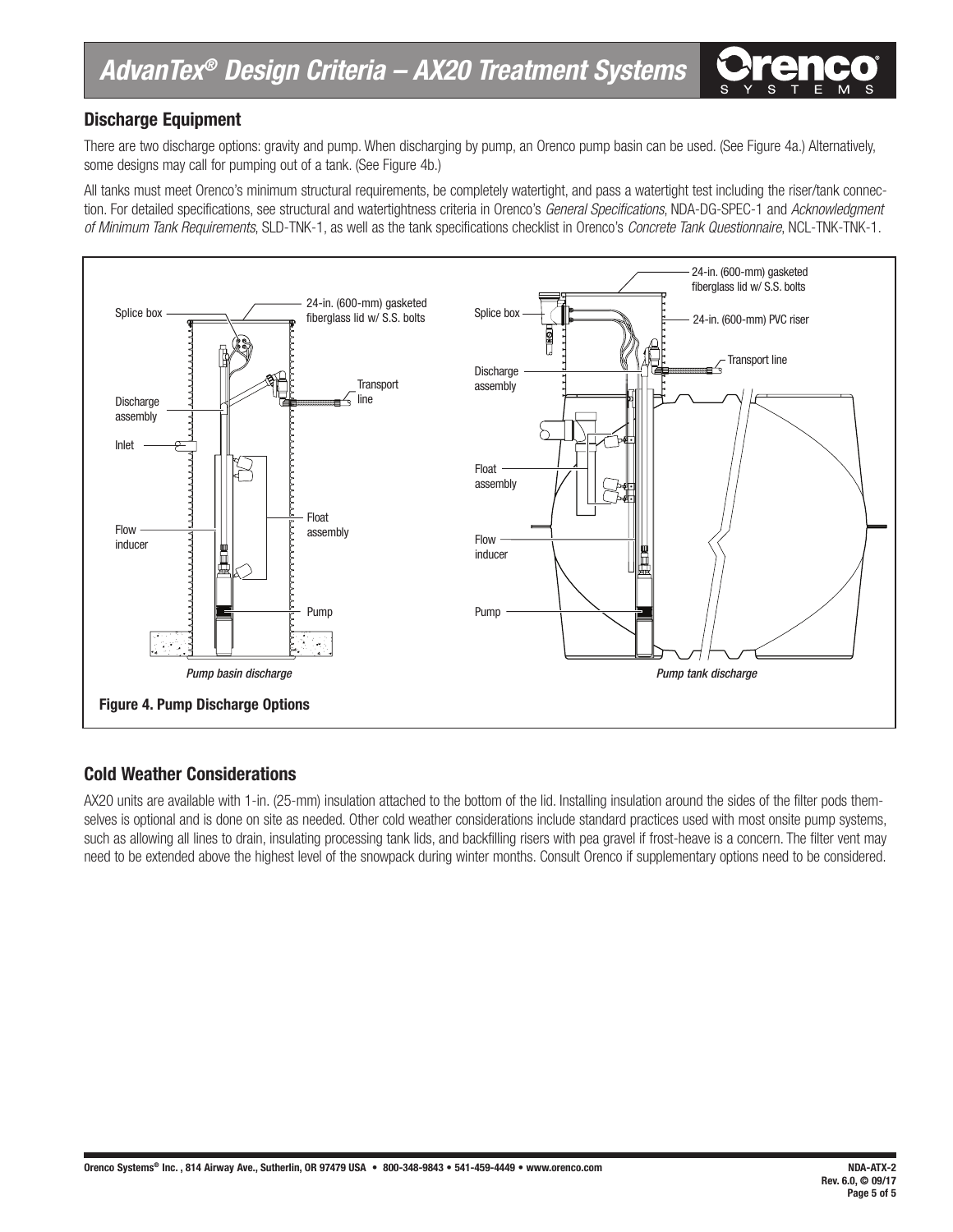## Discharge Equipment

There are two discharge options: gravity and pump. When discharging by pump, an Orenco pump basin can be used. (See Figure 4a.) Alternatively, some designs may call for pumping out of a tank. (See Figure 4b.)

All tanks must meet Orenco's minimum structural requirements, be completely watertight, and pass a watertight test including the riser/tank connection. For detailed specifications, see structural and watertightness criteria in Orenco's *General Specifications*, NDA-DG-SPEC-1 and *Acknowledgment of Minimum Tank Requirements*, SLD-TNK-1, as well as the tank specifications checklist in Orenco's *Concrete Tank Questionnaire*, NCL-TNK-TNK-1.

Splice box
24-in. (600-mm) gasketed fiberglass lid w/ S.S. bolts
Transport line
Discharge assembly
Inlet
Float assembly
Flow inducer
Pump
*Pump basin discharge*

24-in. (600-mm) gasketed fiberglass lid w/ S.S. bolts
Splice box
24-in. (600-mm) PVC riser
Transport line
Discharge assembly
Float assembly
Flow inducer
Pump
*Pump tank discharge*

**Figure 4. Pump Discharge Options**

## Cold Weather Considerations

AX20 units are available with 1-in. (25-mm) insulation attached to the bottom of the lid. Installing insulation around the sides of the filter pods themselves is optional and is done on site as needed. Other cold weather considerations include standard practices used with most onsite pump systems, such as allowing all lines to drain, insulating processing tank lids, and backfilling risers with pea gravel if frost-heave is a concern. The filter vent may need to be extended above the highest level of the snowpack during winter months. Consult Orenco if supplementary options need to be considered.